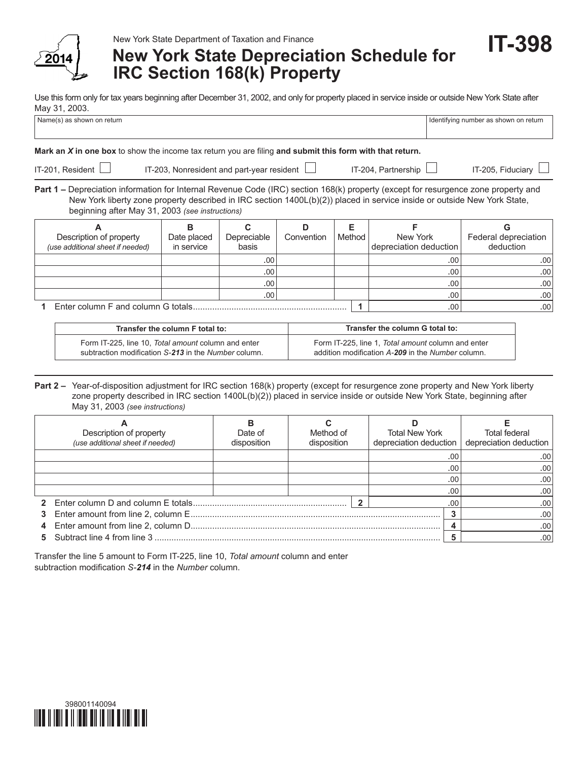New York State Department of Taxation and Finance

2014

# New York State Depreciation Schedule for IRC Section 168(k) Property

**IT-398**

Use this form only for tax years beginning after December 31, 2002, and only for property placed in service inside or outside New York State after May 31, 2003.

| Name(s) as shown on return | Identifying number as shown on return |
|---|---|
| | |

**Mark an *X* in one box** to show the income tax return you are filing **and submit this form with that return.**

IT-201, Resident ☐ IT-203, Nonresident and part-year resident ☐ IT-204, Partnership ☐ IT-205, Fiduciary ☐

**Part 1 –** Depreciation information for Internal Revenue Code (IRC) section 168(k) property (except for resurgence zone property and New York liberty zone property described in IRC section 1400L(b)(2)) placed in service inside or outside New York State, beginning after May 31, 2003 *(see instructions)*

| A<br>Description of property<br>*(use additional sheet if needed)* | B<br>Date placed in service | C<br>Depreciable basis | D<br>Convention | E<br>Method | F<br>New York depreciation deduction | G<br>Federal depreciation deduction |
|---|---|---|---|---|---|---|
| | | .00 | | | .00 | .00 |
| | | .00 | | | .00 | .00 |
| | | .00 | | | .00 | .00 |
| | | .00 | | | .00 | .00 |
| **1** Enter column F and column G totals | | | | **1** | .00 | .00 |

| Transfer the column F total to: | Transfer the column G total to: |
|---|---|
| Form IT-225, line 10, *Total amount* column and enter subtraction modification *S-**213*** in the *Number* column. | Form IT-225, line 1, *Total amount* column and enter addition modification *A-**209*** in the *Number* column. |

**Part 2 –** Year-of-disposition adjustment for IRC section 168(k) property (except for resurgence zone property and New York liberty zone property described in IRC section 1400L(b)(2)) placed in service inside or outside New York State, beginning after May 31, 2003 *(see instructions)*

| A<br>Description of property<br>*(use additional sheet if needed)* | B<br>Date of disposition | C<br>Method of disposition | D<br>Total New York depreciation deduction | E<br>Total federal depreciation deduction |
|---|---|---|---|---|
| | | | .00 | .00 |
| | | | .00 | .00 |
| | | | .00 | .00 |
| | | | .00 | .00 |
| **2** Enter column D and column E totals | | **2** | .00 | .00 |
| **3** Enter amount from line 2, column E | | | **3** | .00 |
| **4** Enter amount from line 2, column D | | | **4** | .00 |
| **5** Subtract line 4 from line 3 | | | **5** | .00 |

Transfer the line 5 amount to Form IT-225, line 10, *Total amount* column and enter subtraction modification *S-**214*** in the *Number* column.

398001140094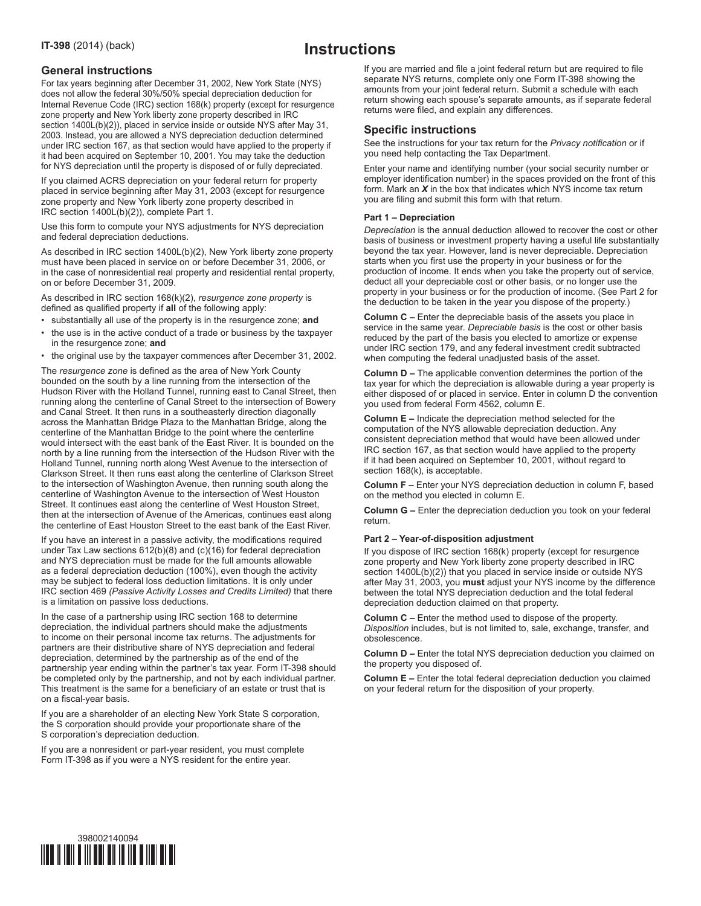# Instructions

## General instructions

For tax years beginning after December 31, 2002, New York State (NYS) does not allow the federal 30%/50% special depreciation deduction for Internal Revenue Code (IRC) section 168(k) property (except for resurgence zone property and New York liberty zone property described in IRC section 1400L(b)(2)), placed in service inside or outside NYS after May 31, 2003. Instead, you are allowed a NYS depreciation deduction determined under IRC section 167, as that section would have applied to the property if it had been acquired on September 10, 2001. You may take the deduction for NYS depreciation until the property is disposed of or fully depreciated.

If you claimed ACRS depreciation on your federal return for property placed in service beginning after May 31, 2003 (except for resurgence zone property and New York liberty zone property described in IRC section 1400L(b)(2)), complete Part 1.

Use this form to compute your NYS adjustments for NYS depreciation and federal depreciation deductions.

As described in IRC section 1400L(b)(2), New York liberty zone property must have been placed in service on or before December 31, 2006, or in the case of nonresidential real property and residential rental property, on or before December 31, 2009.

As described in IRC section 168(k)(2), *resurgence zone property* is defined as qualified property if **all** of the following apply:

- substantially all use of the property is in the resurgence zone; **and**
- the use is in the active conduct of a trade or business by the taxpayer in the resurgence zone; **and**
- the original use by the taxpayer commences after December 31, 2002.

The *resurgence zone* is defined as the area of New York County bounded on the south by a line running from the intersection of the Hudson River with the Holland Tunnel, running east to Canal Street, then running along the centerline of Canal Street to the intersection of Bowery and Canal Street. It then runs in a southeasterly direction diagonally across the Manhattan Bridge Plaza to the Manhattan Bridge, along the centerline of the Manhattan Bridge to the point where the centerline would intersect with the east bank of the East River. It is bounded on the north by a line running from the intersection of the Hudson River with the Holland Tunnel, running north along West Avenue to the intersection of Clarkson Street. It then runs east along the centerline of Clarkson Street to the intersection of Washington Avenue, then running south along the centerline of Washington Avenue to the intersection of West Houston Street. It continues east along the centerline of West Houston Street, then at the intersection of Avenue of the Americas, continues east along the centerline of East Houston Street to the east bank of the East River.

If you have an interest in a passive activity, the modifications required under Tax Law sections 612(b)(8) and (c)(16) for federal depreciation and NYS depreciation must be made for the full amounts allowable as a federal depreciation deduction (100%), even though the activity may be subject to federal loss deduction limitations. It is only under IRC section 469 *(Passive Activity Losses and Credits Limited)* that there is a limitation on passive loss deductions.

In the case of a partnership using IRC section 168 to determine depreciation, the individual partners should make the adjustments to income on their personal income tax returns. The adjustments for partners are their distributive share of NYS depreciation and federal depreciation, determined by the partnership as of the end of the partnership year ending within the partner's tax year. Form IT-398 should be completed only by the partnership, and not by each individual partner. This treatment is the same for a beneficiary of an estate or trust that is on a fiscal-year basis.

If you are a shareholder of an electing New York State S corporation, the S corporation should provide your proportionate share of the S corporation's depreciation deduction.

If you are a nonresident or part-year resident, you must complete Form IT-398 as if you were a NYS resident for the entire year.

If you are married and file a joint federal return but are required to file separate NYS returns, complete only one Form IT-398 showing the amounts from your joint federal return. Submit a schedule with each return showing each spouse's separate amounts, as if separate federal returns were filed, and explain any differences.

## Specific instructions

See the instructions for your tax return for the *Privacy notification* or if you need help contacting the Tax Department.

Enter your name and identifying number (your social security number or employer identification number) in the spaces provided on the front of this form. Mark an ***X*** in the box that indicates which NYS income tax return you are filing and submit this form with that return.

### Part 1 – Depreciation

*Depreciation* is the annual deduction allowed to recover the cost or other basis of business or investment property having a useful life substantially beyond the tax year. However, land is never depreciable. Depreciation starts when you first use the property in your business or for the production of income. It ends when you take the property out of service, deduct all your depreciable cost or other basis, or no longer use the property in your business or for the production of income. (See Part 2 for the deduction to be taken in the year you dispose of the property.)

**Column C –** Enter the depreciable basis of the assets you place in service in the same year. *Depreciable basis* is the cost or other basis reduced by the part of the basis you elected to amortize or expense under IRC section 179, and any federal investment credit subtracted when computing the federal unadjusted basis of the asset.

**Column D –** The applicable convention determines the portion of the tax year for which the depreciation is allowable during a year property is either disposed of or placed in service. Enter in column D the convention you used from federal Form 4562, column E.

**Column E –** Indicate the depreciation method selected for the computation of the NYS allowable depreciation deduction. Any consistent depreciation method that would have been allowed under IRC section 167, as that section would have applied to the property if it had been acquired on September 10, 2001, without regard to section 168(k), is acceptable.

**Column F –** Enter your NYS depreciation deduction in column F, based on the method you elected in column E.

**Column G –** Enter the depreciation deduction you took on your federal return.

### Part 2 – Year-of-disposition adjustment

If you dispose of IRC section 168(k) property (except for resurgence zone property and New York liberty zone property described in IRC section 1400L(b)(2)) that you placed in service inside or outside NYS after May 31, 2003, you **must** adjust your NYS income by the difference between the total NYS depreciation deduction and the total federal depreciation deduction claimed on that property.

**Column C –** Enter the method used to dispose of the property. *Disposition* includes, but is not limited to, sale, exchange, transfer, and obsolescence.

**Column D –** Enter the total NYS depreciation deduction you claimed on the property you disposed of.

**Column E –** Enter the total federal depreciation deduction you claimed on your federal return for the disposition of your property.

398002140094